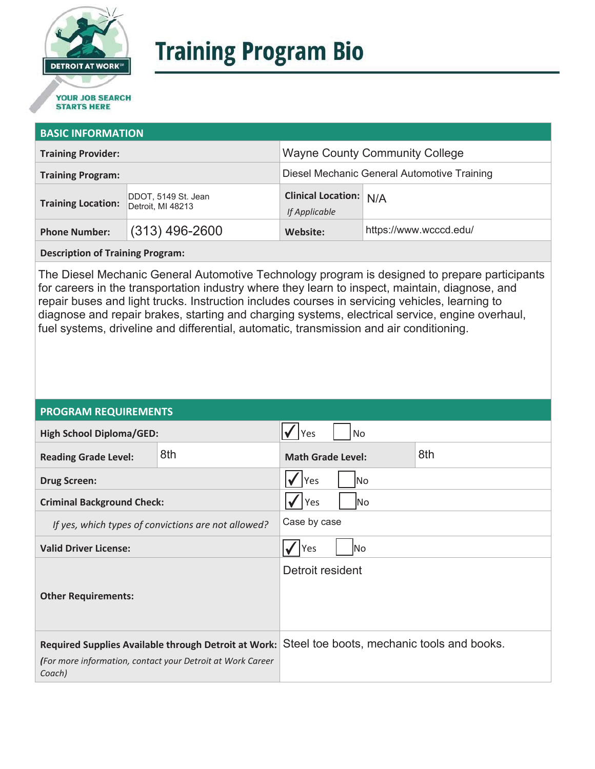# Training Program Bio

## BASIC INFORMATION

| | | | |
|---|---|---|---|
| **Training Provider:** | | Wayne County Community College | |
| **Training Program:** | | Diesel Mechanic General Automotive Training | |
| **Training Location:** | DDOT, 5149 St. Jean Detroit, MI 48213 | **Clinical Location:** *If Applicable* | N/A |
| **Phone Number:** | (313) 496-2600 | **Website:** | https://www.wcccd.edu/ |

**Description of Training Program:**

The Diesel Mechanic General Automotive Technology program is designed to prepare participants for careers in the transportation industry where they learn to inspect, maintain, diagnose, and repair buses and light trucks. Instruction includes courses in servicing vehicles, learning to diagnose and repair brakes, starting and charging systems, electrical service, engine overhaul, fuel systems, driveline and differential, automatic, transmission and air conditioning.

## PROGRAM REQUIREMENTS

| | | | |
|---|---|---|---|
| **High School Diploma/GED:** | | ☑ Yes ☐ No | |
| **Reading Grade Level:** | 8th | **Math Grade Level:** | 8th |
| **Drug Screen:** | | ☑ Yes ☐ No | |
| **Criminal Background Check:** | | ☑ Yes ☐ No | |
| *If yes, which types of convictions are not allowed?* | | Case by case | |
| **Valid Driver License:** | | ☑ Yes ☐ No | |
| **Other Requirements:** | | Detroit resident | |
| **Required Supplies Available through Detroit at Work:** *(For more information, contact your Detroit at Work Career Coach)* | | Steel toe boots, mechanic tools and books. | |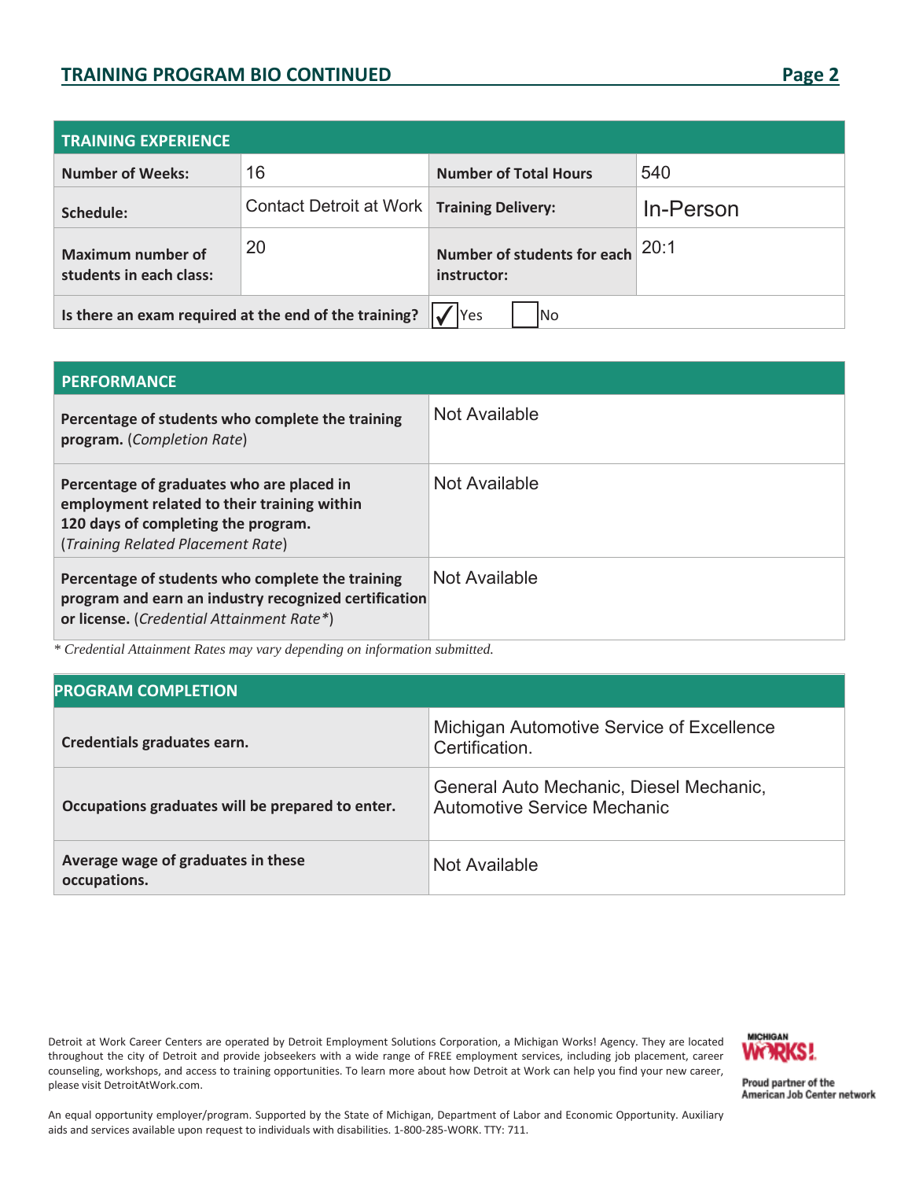## TRAINING PROGRAM BIO CONTINUED

| TRAINING EXPERIENCE | | | |
|---|---|---|---|
| **Number of Weeks:** | 16 | **Number of Total Hours** | 540 |
| **Schedule:** | Contact Detroit at Work | **Training Delivery:** | In-Person |
| **Maximum number of students in each class:** | 20 | **Number of students for each instructor:** | 20:1 |
| **Is there an exam required at the end of the training?** | ☑ Yes ☐ No | | |

| PERFORMANCE | |
|---|---|
| **Percentage of students who complete the training program.** (*Completion Rate*) | Not Available |
| **Percentage of graduates who are placed in employment related to their training within 120 days of completing the program.** (*Training Related Placement Rate*) | Not Available |
| **Percentage of students who complete the training program and earn an industry recognized certification or license.** (*Credential Attainment Rate**) | Not Available |

*\* Credential Attainment Rates may vary depending on information submitted.*

| PROGRAM COMPLETION | |
|---|---|
| **Credentials graduates earn.** | Michigan Automotive Service of Excellence Certification. |
| **Occupations graduates will be prepared to enter.** | General Auto Mechanic, Diesel Mechanic, Automotive Service Mechanic |
| **Average wage of graduates in these occupations.** | Not Available |

Detroit at Work Career Centers are operated by Detroit Employment Solutions Corporation, a Michigan Works! Agency. They are located throughout the city of Detroit and provide jobseekers with a wide range of FREE employment services, including job placement, career counseling, workshops, and access to training opportunities. To learn more about how Detroit at Work can help you find your new career, please visit DetroitAtWork.com.

MICHIGAN WORKS! Proud partner of the American Job Center network

An equal opportunity employer/program. Supported by the State of Michigan, Department of Labor and Economic Opportunity. Auxiliary aids and services available upon request to individuals with disabilities. 1-800-285-WORK. TTY: 711.